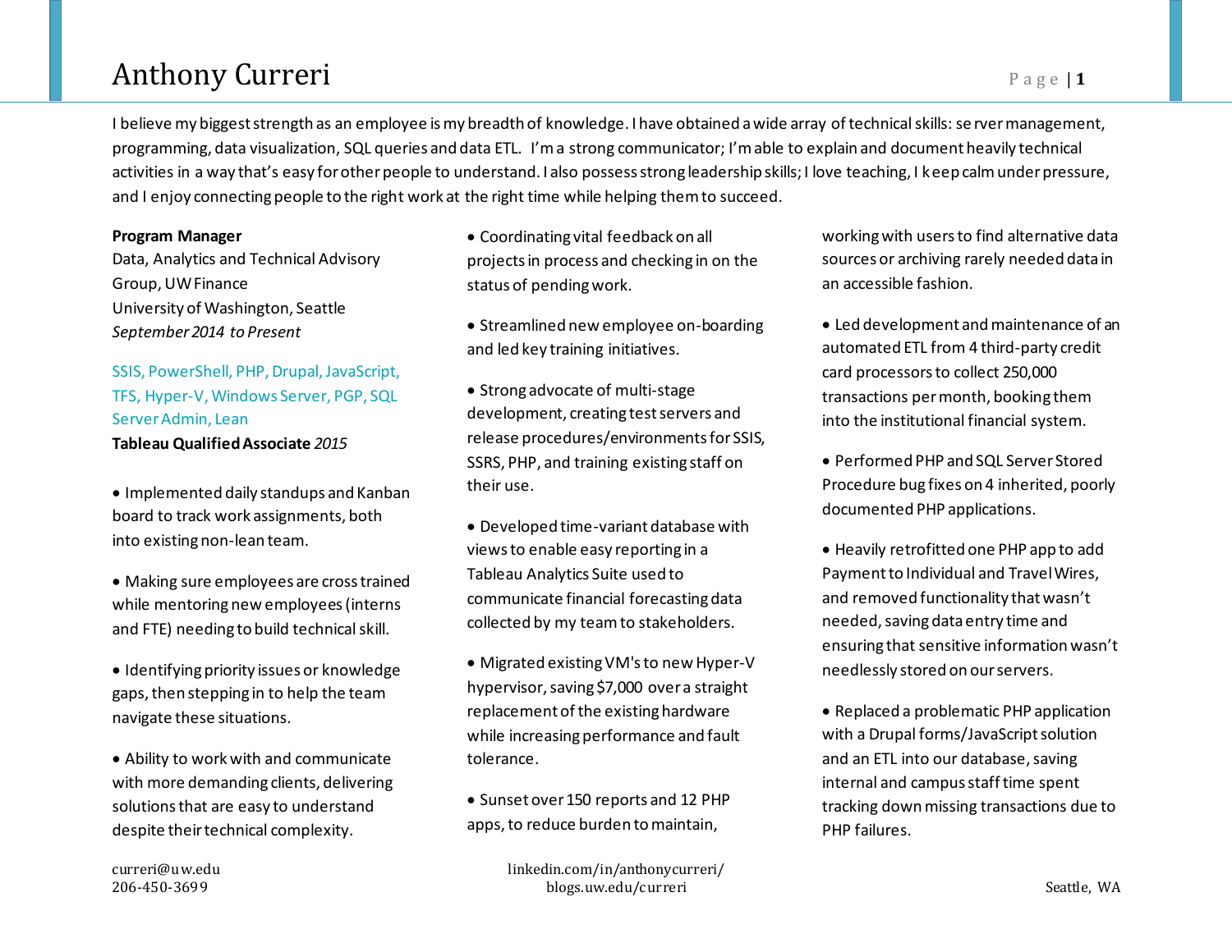# Anthony Curreri

I believe my biggest strength as an employee is my breadth of knowledge. I have obtained a wide array of technical skills: server management, programming, data visualization, SQL queries and data ETL. I'm a strong communicator; I'm able to explain and document heavily technical activities in a way that's easy for other people to understand. I also possess strong leadership skills; I love teaching, I keep calm under pressure, and I enjoy connecting people to the right work at the right time while helping them to succeed.

**Program Manager**
Data, Analytics and Technical Advisory Group, UW Finance
University of Washington, Seattle
*September 2014 to Present*

SSIS, PowerShell, PHP, Drupal, JavaScript, TFS, Hyper-V, Windows Server, PGP, SQL Server Admin, Lean
**Tableau Qualified Associate** *2015*

- Implemented daily standups and Kanban board to track work assignments, both into existing non-lean team.
- Making sure employees are cross trained while mentoring new employees (interns and FTE) needing to build technical skill.
- Identifying priority issues or knowledge gaps, then stepping in to help the team navigate these situations.
- Ability to work with and communicate with more demanding clients, delivering solutions that are easy to understand despite their technical complexity.
- Coordinating vital feedback on all projects in process and checking in on the status of pending work.
- Streamlined new employee on-boarding and led key training initiatives.
- Strong advocate of multi-stage development, creating test servers and release procedures/environments for SSIS, SSRS, PHP, and training existing staff on their use.
- Developed time-variant database with views to enable easy reporting in a Tableau Analytics Suite used to communicate financial forecasting data collected by my team to stakeholders.
- Migrated existing VM's to new Hyper-V hypervisor, saving $7,000 over a straight replacement of the existing hardware while increasing performance and fault tolerance.
- Sunset over 150 reports and 12 PHP apps, to reduce burden to maintain, working with users to find alternative data sources or archiving rarely needed data in an accessible fashion.
- Led development and maintenance of an automated ETL from 4 third-party credit card processors to collect 250,000 transactions per month, booking them into the institutional financial system.
- Performed PHP and SQL Server Stored Procedure bug fixes on 4 inherited, poorly documented PHP applications.
- Heavily retrofitted one PHP app to add Payment to Individual and Travel Wires, and removed functionality that wasn't needed, saving data entry time and ensuring that sensitive information wasn't needlessly stored on our servers.
- Replaced a problematic PHP application with a Drupal forms/JavaScript solution and an ETL into our database, saving internal and campus staff time spent tracking down missing transactions due to PHP failures.

curreri@uw.edu
206-450-3699
linkedin.com/in/anthonycurreri/
blogs.uw.edu/curreri
Seattle, WA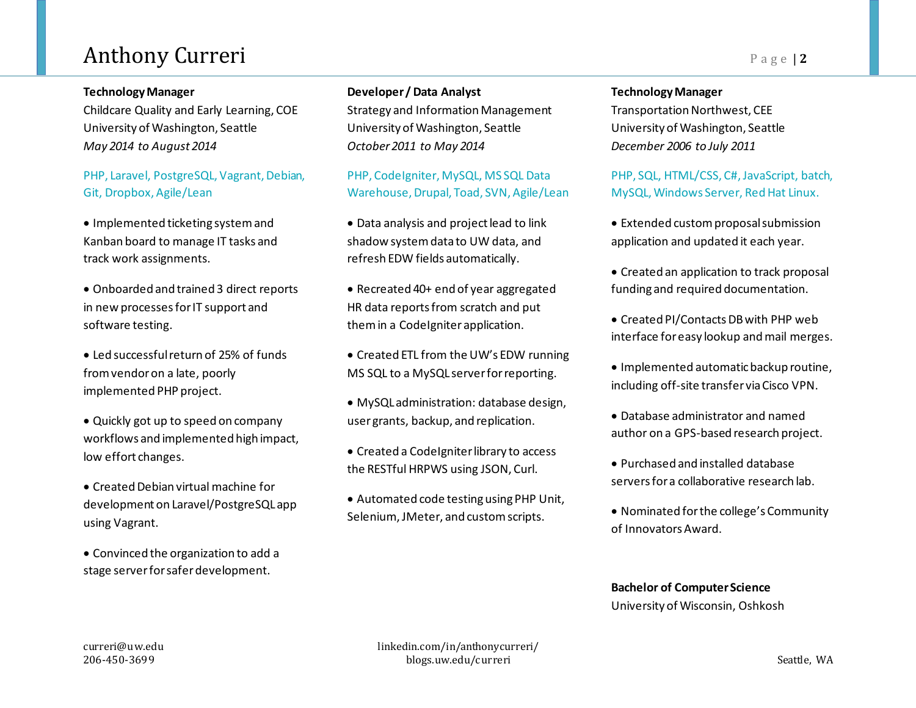**Technology Manager**
Childcare Quality and Early Learning, COE
University of Washington, Seattle
*May 2014 to August 2014*

PHP, Laravel, PostgreSQL, Vagrant, Debian, Git, Dropbox, Agile/Lean

- Implemented ticketing system and Kanban board to manage IT tasks and track work assignments.
- Onboarded and trained 3 direct reports in new processes for IT support and software testing.
- Led successful return of 25% of funds from vendor on a late, poorly implemented PHP project.
- Quickly got up to speed on company workflows and implemented high impact, low effort changes.
- Created Debian virtual machine for development on Laravel/PostgreSQL app using Vagrant.
- Convinced the organization to add a stage server for safer development.

**Developer / Data Analyst**
Strategy and Information Management
University of Washington, Seattle
*October 2011 to May 2014*

PHP, CodeIgniter, MySQL, MS SQL Data Warehouse, Drupal, Toad, SVN, Agile/Lean

- Data analysis and project lead to link shadow system data to UW data, and refresh EDW fields automatically.
- Recreated 40+ end of year aggregated HR data reports from scratch and put them in a CodeIgniter application.
- Created ETL from the UW's EDW running MS SQL to a MySQL server for reporting.
- MySQL administration: database design, user grants, backup, and replication.
- Created a CodeIgniter library to access the RESTful HRPWS using JSON, Curl.
- Automated code testing using PHP Unit, Selenium, JMeter, and custom scripts.

**Technology Manager**
Transportation Northwest, CEE
University of Washington, Seattle
*December 2006 to July 2011*

PHP, SQL, HTML/CSS, C#, JavaScript, batch, MySQL, Windows Server, Red Hat Linux.

- Extended custom proposal submission application and updated it each year.
- Created an application to track proposal funding and required documentation.
- Created PI/Contacts DB with PHP web interface for easy lookup and mail merges.
- Implemented automatic backup routine, including off-site transfer via Cisco VPN.
- Database administrator and named author on a GPS-based research project.
- Purchased and installed database servers for a collaborative research lab.
- Nominated for the college's Community of Innovators Award.

**Bachelor of Computer Science**
University of Wisconsin, Oshkosh

curreri@uw.edu
206-450-3699

linkedin.com/in/anthonycurreri/
blogs.uw.edu/curreri

Seattle, WA